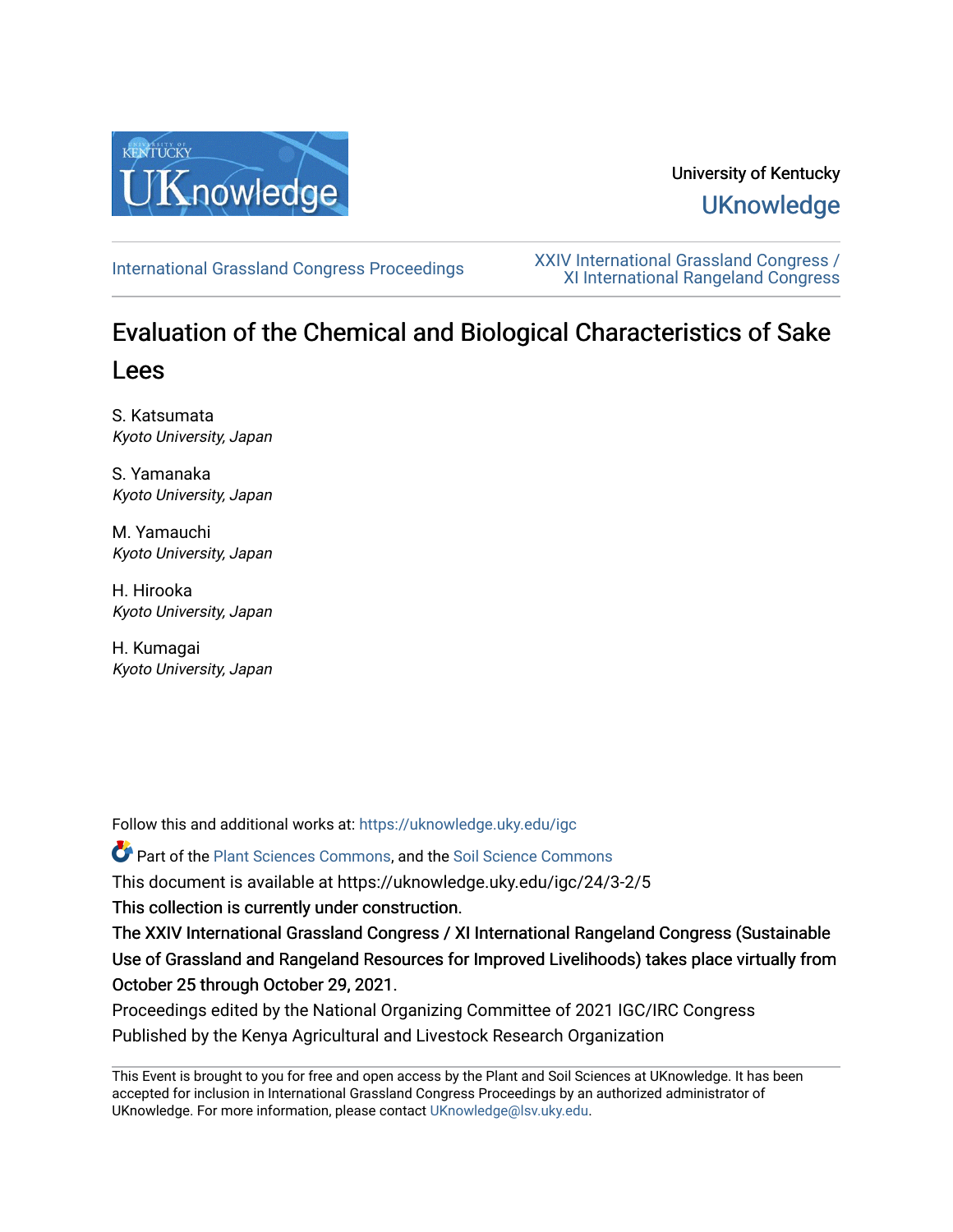University of Kentucky

UKnowledge

International Grassland Congress Proceedings

XXIV International Grassland Congress / XI International Rangeland Congress

# Evaluation of the Chemical and Biological Characteristics of Sake Lees

S. Katsumata
*Kyoto University, Japan*

S. Yamanaka
*Kyoto University, Japan*

M. Yamauchi
*Kyoto University, Japan*

H. Hirooka
*Kyoto University, Japan*

H. Kumagai
*Kyoto University, Japan*

Follow this and additional works at: https://uknowledge.uky.edu/igc

Part of the Plant Sciences Commons, and the Soil Science Commons

This document is available at https://uknowledge.uky.edu/igc/24/3-2/5

This collection is currently under construction.

The XXIV International Grassland Congress / XI International Rangeland Congress (Sustainable Use of Grassland and Rangeland Resources for Improved Livelihoods) takes place virtually from October 25 through October 29, 2021.

Proceedings edited by the National Organizing Committee of 2021 IGC/IRC Congress

Published by the Kenya Agricultural and Livestock Research Organization

This Event is brought to you for free and open access by the Plant and Soil Sciences at UKnowledge. It has been accepted for inclusion in International Grassland Congress Proceedings by an authorized administrator of UKnowledge. For more information, please contact UKnowledge@lsv.uky.edu.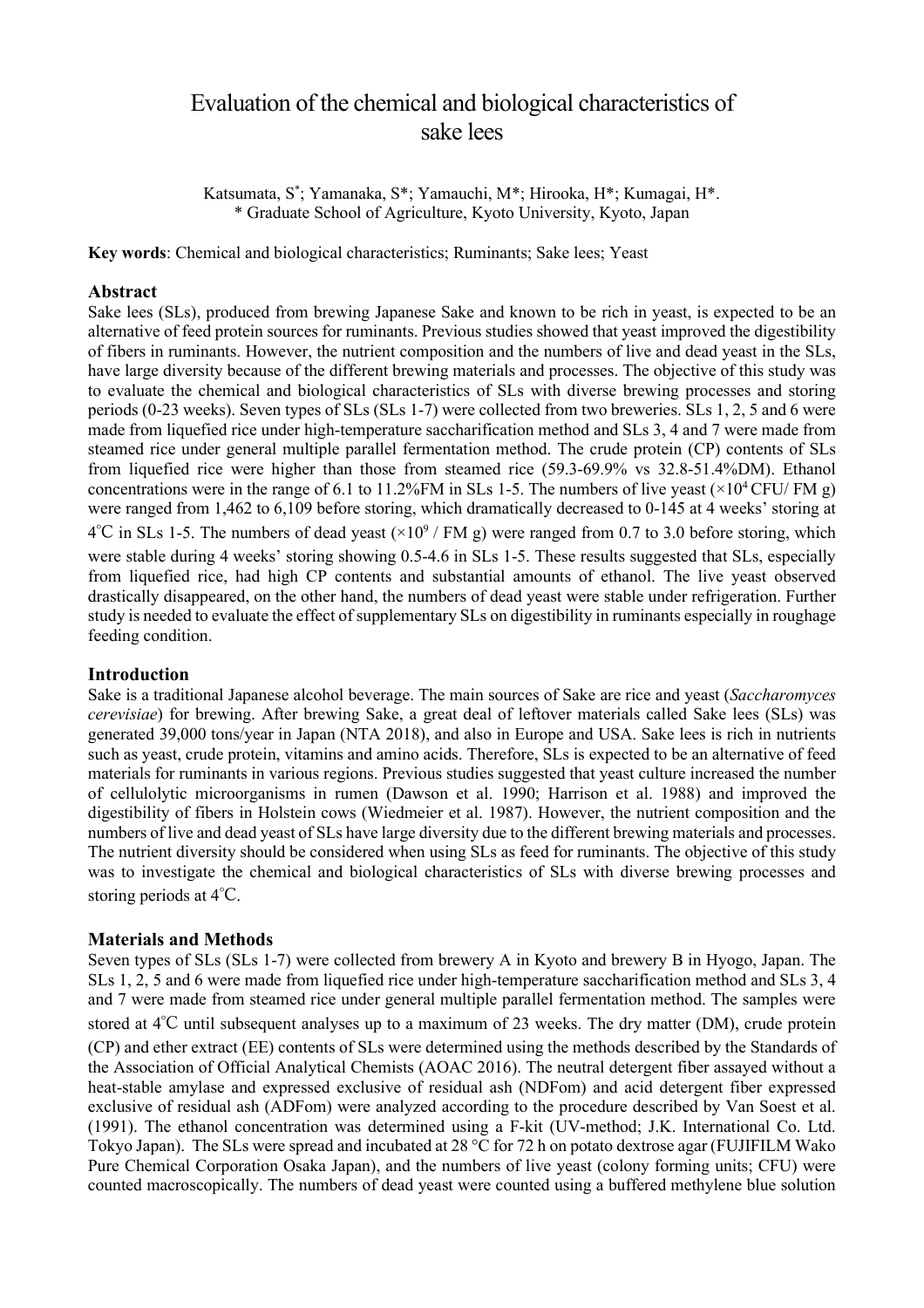# Evaluation of the chemical and biological characteristics of sake lees

Katsumata, S[*]; Yamanaka, S*; Yamauchi, M*; Hirooka, H*; Kumagai, H*.
* Graduate School of Agriculture, Kyoto University, Kyoto, Japan

**Key words**: Chemical and biological characteristics; Ruminants; Sake lees; Yeast

## Abstract

Sake lees (SLs), produced from brewing Japanese Sake and known to be rich in yeast, is expected to be an alternative of feed protein sources for ruminants. Previous studies showed that yeast improved the digestibility of fibers in ruminants. However, the nutrient composition and the numbers of live and dead yeast in the SLs, have large diversity because of the different brewing materials and processes. The objective of this study was to evaluate the chemical and biological characteristics of SLs with diverse brewing processes and storing periods (0-23 weeks). Seven types of SLs (SLs 1-7) were collected from two breweries. SLs 1, 2, 5 and 6 were made from liquefied rice under high-temperature saccharification method and SLs 3, 4 and 7 were made from steamed rice under general multiple parallel fermentation method. The crude protein (CP) contents of SLs from liquefied rice were higher than those from steamed rice (59.3-69.9% vs 32.8-51.4%DM). Ethanol concentrations were in the range of 6.1 to 11.2%FM in SLs 1-5. The numbers of live yeast ($\times 10^4$ CFU/ FM g) were ranged from 1,462 to 6,109 before storing, which dramatically decreased to 0-145 at 4 weeks' storing at 4℃ in SLs 1-5. The numbers of dead yeast ($\times 10^9$ / FM g) were ranged from 0.7 to 3.0 before storing, which were stable during 4 weeks' storing showing 0.5-4.6 in SLs 1-5. These results suggested that SLs, especially from liquefied rice, had high CP contents and substantial amounts of ethanol. The live yeast observed drastically disappeared, on the other hand, the numbers of dead yeast were stable under refrigeration. Further study is needed to evaluate the effect of supplementary SLs on digestibility in ruminants especially in roughage feeding condition.

## Introduction

Sake is a traditional Japanese alcohol beverage. The main sources of Sake are rice and yeast (*Saccharomyces cerevisiae*) for brewing. After brewing Sake, a great deal of leftover materials called Sake lees (SLs) was generated 39,000 tons/year in Japan (NTA 2018), and also in Europe and USA. Sake lees is rich in nutrients such as yeast, crude protein, vitamins and amino acids. Therefore, SLs is expected to be an alternative of feed materials for ruminants in various regions. Previous studies suggested that yeast culture increased the number of cellulolytic microorganisms in rumen (Dawson et al. 1990; Harrison et al. 1988) and improved the digestibility of fibers in Holstein cows (Wiedmeier et al. 1987). However, the nutrient composition and the numbers of live and dead yeast of SLs have large diversity due to the different brewing materials and processes. The nutrient diversity should be considered when using SLs as feed for ruminants. The objective of this study was to investigate the chemical and biological characteristics of SLs with diverse brewing processes and storing periods at 4℃.

## Materials and Methods

Seven types of SLs (SLs 1-7) were collected from brewery A in Kyoto and brewery B in Hyogo, Japan. The SLs 1, 2, 5 and 6 were made from liquefied rice under high-temperature saccharification method and SLs 3, 4 and 7 were made from steamed rice under general multiple parallel fermentation method. The samples were stored at 4℃ until subsequent analyses up to a maximum of 23 weeks. The dry matter (DM), crude protein (CP) and ether extract (EE) contents of SLs were determined using the methods described by the Standards of the Association of Official Analytical Chemists (AOAC 2016). The neutral detergent fiber assayed without a heat-stable amylase and expressed exclusive of residual ash (NDFom) and acid detergent fiber expressed exclusive of residual ash (ADFom) were analyzed according to the procedure described by Van Soest et al. (1991). The ethanol concentration was determined using a F-kit (UV-method; J.K. International Co. Ltd. Tokyo Japan). The SLs were spread and incubated at 28 °C for 72 h on potato dextrose agar (FUJIFILM Wako Pure Chemical Corporation Osaka Japan), and the numbers of live yeast (colony forming units; CFU) were counted macroscopically. The numbers of dead yeast were counted using a buffered methylene blue solution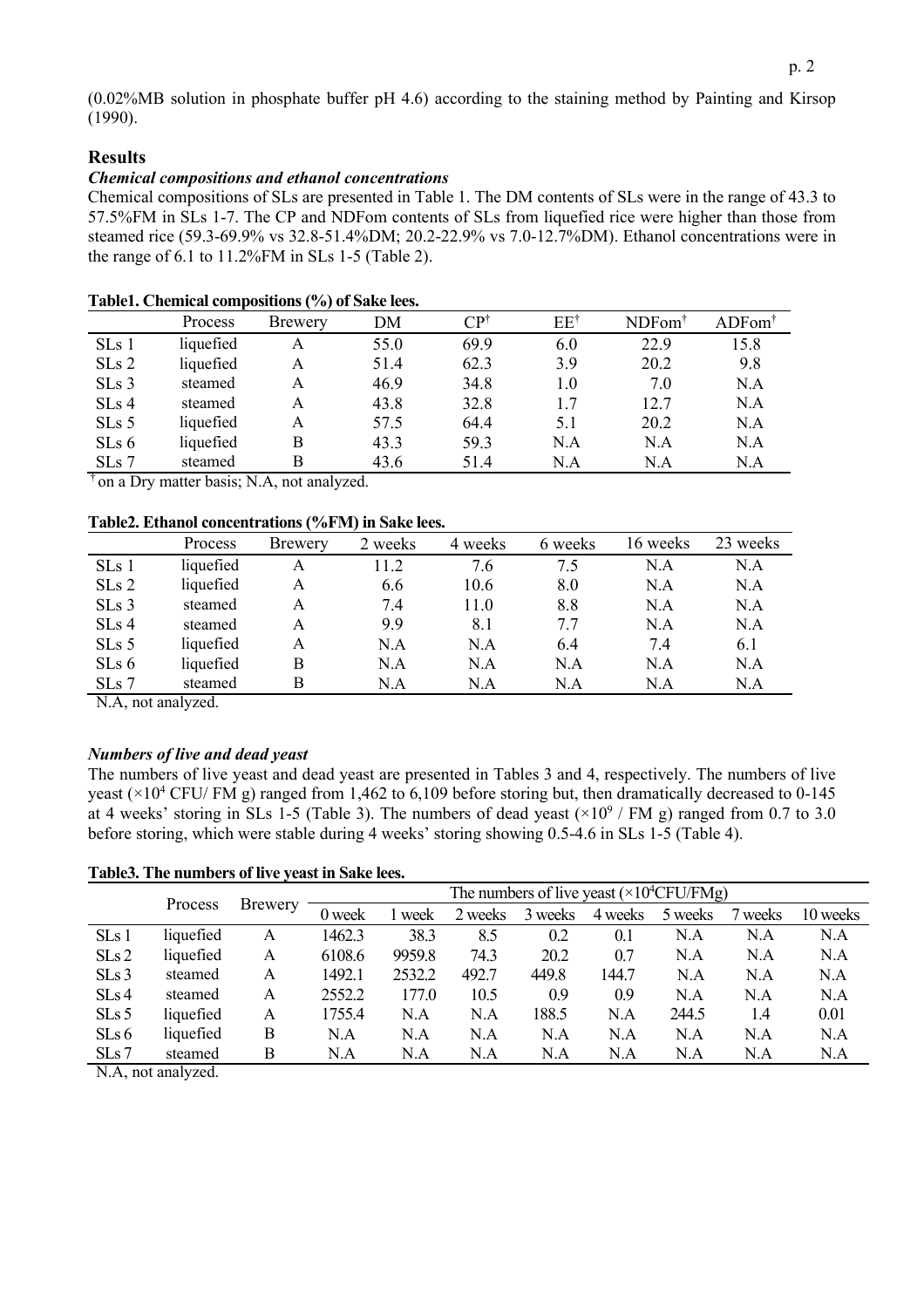(0.02%MB solution in phosphate buffer pH 4.6) according to the staining method by Painting and Kirsop (1990).

## Results

### *Chemical compositions and ethanol concentrations*

Chemical compositions of SLs are presented in Table 1. The DM contents of SLs were in the range of 43.3 to 57.5%FM in SLs 1-7. The CP and NDFom contents of SLs from liquefied rice were higher than those from steamed rice (59.3-69.9% vs 32.8-51.4%DM; 20.2-22.9% vs 7.0-12.7%DM). Ethanol concentrations were in the range of 6.1 to 11.2%FM in SLs 1-5 (Table 2).

**Table1. Chemical compositions (%) of Sake lees.**

| | Process | Brewery | DM | CP[†] | EE[†] | NDFom[†] | ADFom[†] |
|---|---|---|---|---|---|---|---|
| SLs 1 | liquefied | A | 55.0 | 69.9 | 6.0 | 22.9 | 15.8 |
| SLs 2 | liquefied | A | 51.4 | 62.3 | 3.9 | 20.2 | 9.8 |
| SLs 3 | steamed | A | 46.9 | 34.8 | 1.0 | 7.0 | N.A |
| SLs 4 | steamed | A | 43.8 | 32.8 | 1.7 | 12.7 | N.A |
| SLs 5 | liquefied | A | 57.5 | 64.4 | 5.1 | 20.2 | N.A |
| SLs 6 | liquefied | B | 43.3 | 59.3 | N.A | N.A | N.A |
| SLs 7 | steamed | B | 43.6 | 51.4 | N.A | N.A | N.A |

[†] on a Dry matter basis; N.A, not analyzed.

**Table2. Ethanol concentrations (%FM) in Sake lees.**

| | Process | Brewery | 2 weeks | 4 weeks | 6 weeks | 16 weeks | 23 weeks |
|---|---|---|---|---|---|---|---|
| SLs 1 | liquefied | A | 11.2 | 7.6 | 7.5 | N.A | N.A |
| SLs 2 | liquefied | A | 6.6 | 10.6 | 8.0 | N.A | N.A |
| SLs 3 | steamed | A | 7.4 | 11.0 | 8.8 | N.A | N.A |
| SLs 4 | steamed | A | 9.9 | 8.1 | 7.7 | N.A | N.A |
| SLs 5 | liquefied | A | N.A | N.A | 6.4 | 7.4 | 6.1 |
| SLs 6 | liquefied | B | N.A | N.A | N.A | N.A | N.A |
| SLs 7 | steamed | B | N.A | N.A | N.A | N.A | N.A |

N.A, not analyzed.

### *Numbers of live and dead yeast*

The numbers of live yeast and dead yeast are presented in Tables 3 and 4, respectively. The numbers of live yeast ($\times 10^4$ CFU/ FM g) ranged from 1,462 to 6,109 before storing but, then dramatically decreased to 0-145 at 4 weeks' storing in SLs 1-5 (Table 3). The numbers of dead yeast ($\times 10^9$ / FM g) ranged from 0.7 to 3.0 before storing, which were stable during 4 weeks' storing showing 0.5-4.6 in SLs 1-5 (Table 4).

**Table3. The numbers of live yeast in Sake lees.**

| | Process | Brewery | The numbers of live yeast ($\times 10^4$CFU/FMg) | | | | | | | |
|---|---|---|---|---|---|---|---|---|---|---|
| | | | 0 week | 1 week | 2 weeks | 3 weeks | 4 weeks | 5 weeks | 7 weeks | 10 weeks |
| SLs 1 | liquefied | A | 1462.3 | 38.3 | 8.5 | 0.2 | 0.1 | N.A | N.A | N.A |
| SLs 2 | liquefied | A | 6108.6 | 9959.8 | 74.3 | 20.2 | 0.7 | N.A | N.A | N.A |
| SLs 3 | steamed | A | 1492.1 | 2532.2 | 492.7 | 449.8 | 144.7 | N.A | N.A | N.A |
| SLs 4 | steamed | A | 2552.2 | 177.0 | 10.5 | 0.9 | 0.9 | N.A | N.A | N.A |
| SLs 5 | liquefied | A | 1755.4 | N.A | N.A | 188.5 | N.A | 244.5 | 1.4 | 0.01 |
| SLs 6 | liquefied | B | N.A | N.A | N.A | N.A | N.A | N.A | N.A | N.A |
| SLs 7 | steamed | B | N.A | N.A | N.A | N.A | N.A | N.A | N.A | N.A |

N.A, not analyzed.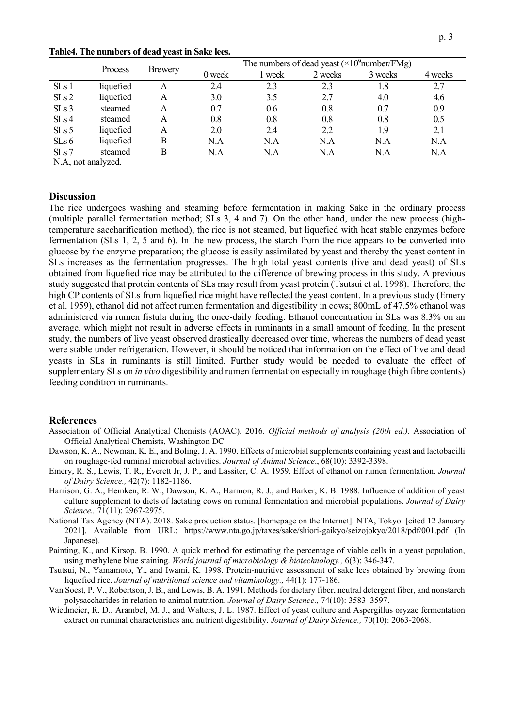**Table4. The numbers of dead yeast in Sake lees.**

| | Process | Brewery | The numbers of dead yeast ($\times 10^9$number/FMg) | | | | |
|---|---|---|---|---|---|---|---|
| | | | 0 week | 1 week | 2 weeks | 3 weeks | 4 weeks |
| SLs 1 | liquefied | A | 2.4 | 2.3 | 2.3 | 1.8 | 2.7 |
| SLs 2 | liquefied | A | 3.0 | 3.5 | 2.7 | 4.0 | 4.6 |
| SLs 3 | steamed | A | 0.7 | 0.6 | 0.8 | 0.7 | 0.9 |
| SLs 4 | steamed | A | 0.8 | 0.8 | 0.8 | 0.8 | 0.5 |
| SLs 5 | liquefied | A | 2.0 | 2.4 | 2.2 | 1.9 | 2.1 |
| SLs 6 | liquefied | B | N.A | N.A | N.A | N.A | N.A |
| SLs 7 | steamed | B | N.A | N.A | N.A | N.A | N.A |

N.A, not analyzed.

## Discussion

The rice undergoes washing and steaming before fermentation in making Sake in the ordinary process (multiple parallel fermentation method; SLs 3, 4 and 7). On the other hand, under the new process (high-temperature saccharification method), the rice is not steamed, but liquefied with heat stable enzymes before fermentation (SLs 1, 2, 5 and 6). In the new process, the starch from the rice appears to be converted into glucose by the enzyme preparation; the glucose is easily assimilated by yeast and thereby the yeast content in SLs increases as the fermentation progresses. The high total yeast contents (live and dead yeast) of SLs obtained from liquefied rice may be attributed to the difference of brewing process in this study. A previous study suggested that protein contents of SLs may result from yeast protein (Tsutsui et al. 1998). Therefore, the high CP contents of SLs from liquefied rice might have reflected the yeast content. In a previous study (Emery et al. 1959), ethanol did not affect rumen fermentation and digestibility in cows; 800mL of 47.5% ethanol was administered via rumen fistula during the once-daily feeding. Ethanol concentration in SLs was 8.3% on an average, which might not result in adverse effects in ruminants in a small amount of feeding. In the present study, the numbers of live yeast observed drastically decreased over time, whereas the numbers of dead yeast were stable under refrigeration. However, it should be noticed that information on the effect of live and dead yeasts in SLs in ruminants is still limited. Further study would be needed to evaluate the effect of supplementary SLs on *in vivo* digestibility and rumen fermentation especially in roughage (high fibre contents) feeding condition in ruminants.

## References

Association of Official Analytical Chemists (AOAC). 2016. *Official methods of analysis (20th ed.)*. Association of Official Analytical Chemists, Washington DC.

Dawson, K. A., Newman, K. E., and Boling, J. A. 1990. Effects of microbial supplements containing yeast and lactobacilli on roughage-fed ruminal microbial activities. *Journal of Animal Science*., 68(10): 3392-3398.

Emery, R. S., Lewis, T. R., Everett Jr, J. P., and Lassiter, C. A. 1959. Effect of ethanol on rumen fermentation. *Journal of Dairy Science.,* 42(7): 1182-1186.

Harrison, G. A., Hemken, R. W., Dawson, K. A., Harmon, R. J., and Barker, K. B. 1988. Influence of addition of yeast culture supplement to diets of lactating cows on ruminal fermentation and microbial populations. *Journal of Dairy Science.,* 71(11): 2967-2975.

National Tax Agency (NTA). 2018. Sake production status. [homepage on the Internet]. NTA, Tokyo. [cited 12 January 2021]. Available from URL: https://www.nta.go.jp/taxes/sake/shiori-gaikyo/seizojokyo/2018/pdf/001.pdf (In Japanese).

Painting, K., and Kirsop, B. 1990. A quick method for estimating the percentage of viable cells in a yeast population, using methylene blue staining. *World journal of microbiology & biotechnology.,* 6(3): 346-347.

Tsutsui, N., Yamamoto, Y., and Iwami, K. 1998. Protein-nutritive assessment of sake lees obtained by brewing from liquefied rice. *Journal of nutritional science and vitaminology.,* 44(1): 177-186.

Van Soest, P. V., Robertson, J. B., and Lewis, B. A. 1991. Methods for dietary fiber, neutral detergent fiber, and nonstarch polysaccharides in relation to animal nutrition. *Journal of Dairy Science.,* 74(10): 3583–3597.

Wiedmeier, R. D., Arambel, M. J., and Walters, J. L. 1987. Effect of yeast culture and Aspergillus oryzae fermentation extract on ruminal characteristics and nutrient digestibility. *Journal of Dairy Science.,* 70(10): 2063-2068.